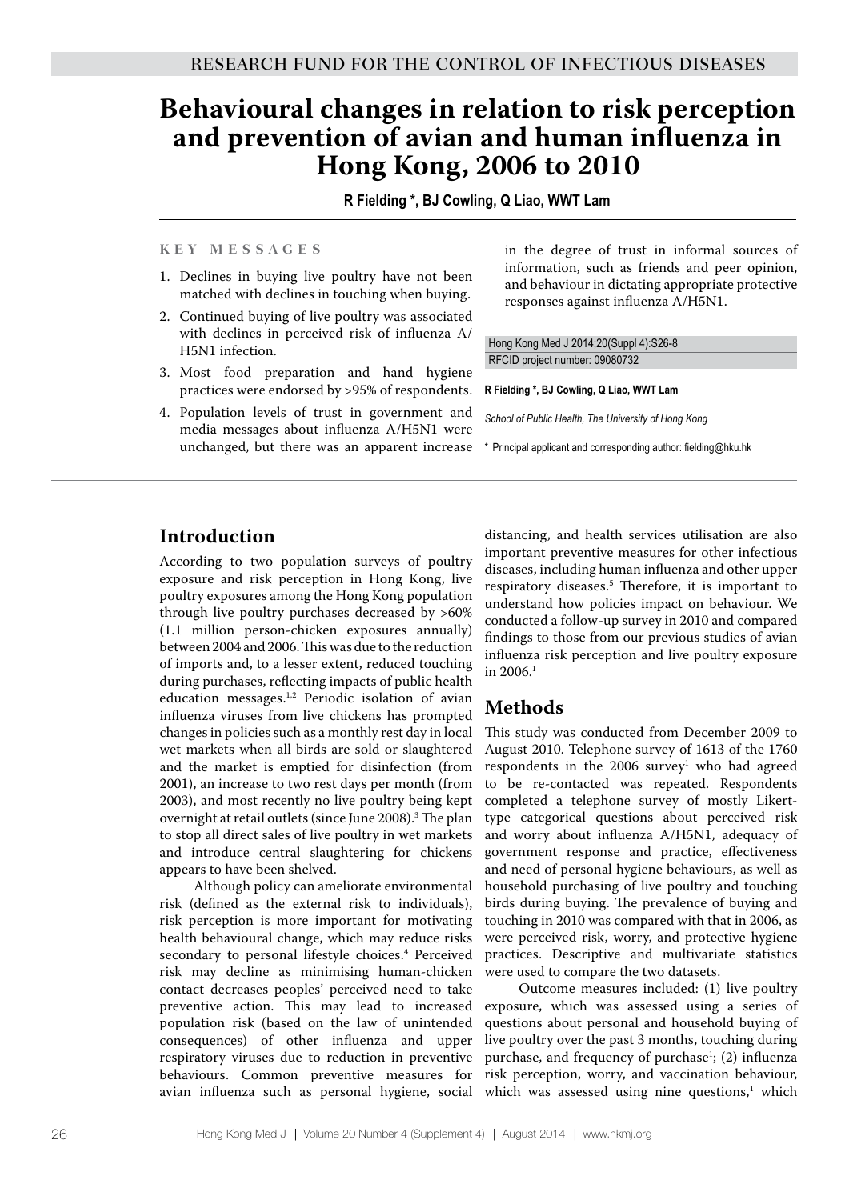RESEARCH FUND FOR THE CONTROL OF INFECTIOUS DISEASES

# Behavioural changes in relation to risk perception and prevention of avian and human influenza in Hong Kong, 2006 to 2010

**R Fielding \*, BJ Cowling, Q Liao, WWT Lam**

## KEY MESSAGES

1. Declines in buying live poultry have not been matched with declines in touching when buying.
2. Continued buying of live poultry was associated with declines in perceived risk of influenza A/H5N1 infection.
3. Most food preparation and hand hygiene practices were endorsed by >95% of respondents.
4. Population levels of trust in government and media messages about influenza A/H5N1 were unchanged, but there was an apparent increase in the degree of trust in informal sources of information, such as friends and peer opinion, and behaviour in dictating appropriate protective responses against influenza A/H5N1.

Hong Kong Med J 2014;20(Suppl 4):S26-8
RFCID project number: 09080732

**R Fielding \*, BJ Cowling, Q Liao, WWT Lam**

*School of Public Health, The University of Hong Kong*

\* Principal applicant and corresponding author: fielding@hku.hk

## Introduction

According to two population surveys of poultry exposure and risk perception in Hong Kong, live poultry exposures among the Hong Kong population through live poultry purchases decreased by >60% (1.1 million person-chicken exposures annually) between 2004 and 2006. This was due to the reduction of imports and, to a lesser extent, reduced touching during purchases, reflecting impacts of public health education messages.[1,2] Periodic isolation of avian influenza viruses from live chickens has prompted changes in policies such as a monthly rest day in local wet markets when all birds are sold or slaughtered and the market is emptied for disinfection (from 2001), an increase to two rest days per month (from 2003), and most recently no live poultry being kept overnight at retail outlets (since June 2008).[3] The plan to stop all direct sales of live poultry in wet markets and introduce central slaughtering for chickens appears to have been shelved.

Although policy can ameliorate environmental risk (defined as the external risk to individuals), risk perception is more important for motivating health behavioural change, which may reduce risks secondary to personal lifestyle choices.[4] Perceived risk may decline as minimising human-chicken contact decreases peoples' perceived need to take preventive action. This may lead to increased population risk (based on the law of unintended consequences) of other influenza and upper respiratory viruses due to reduction in preventive behaviours. Common preventive measures for avian influenza such as personal hygiene, social distancing, and health services utilisation are also important preventive measures for other infectious diseases, including human influenza and other upper respiratory diseases.[5] Therefore, it is important to understand how policies impact on behaviour. We conducted a follow-up survey in 2010 and compared findings to those from our previous studies of avian influenza risk perception and live poultry exposure in 2006.[1]

## Methods

This study was conducted from December 2009 to August 2010. Telephone survey of 1613 of the 1760 respondents in the 2006 survey[1] who had agreed to be re-contacted was repeated. Respondents completed a telephone survey of mostly Likert-type categorical questions about perceived risk and worry about influenza A/H5N1, adequacy of government response and practice, effectiveness and need of personal hygiene behaviours, as well as household purchasing of live poultry and touching birds during buying. The prevalence of buying and touching in 2010 was compared with that in 2006, as were perceived risk, worry, and protective hygiene practices. Descriptive and multivariate statistics were used to compare the two datasets.

Outcome measures included: (1) live poultry exposure, which was assessed using a series of questions about personal and household buying of live poultry over the past 3 months, touching during purchase, and frequency of purchase[1]; (2) influenza risk perception, worry, and vaccination behaviour, which was assessed using nine questions,[1] which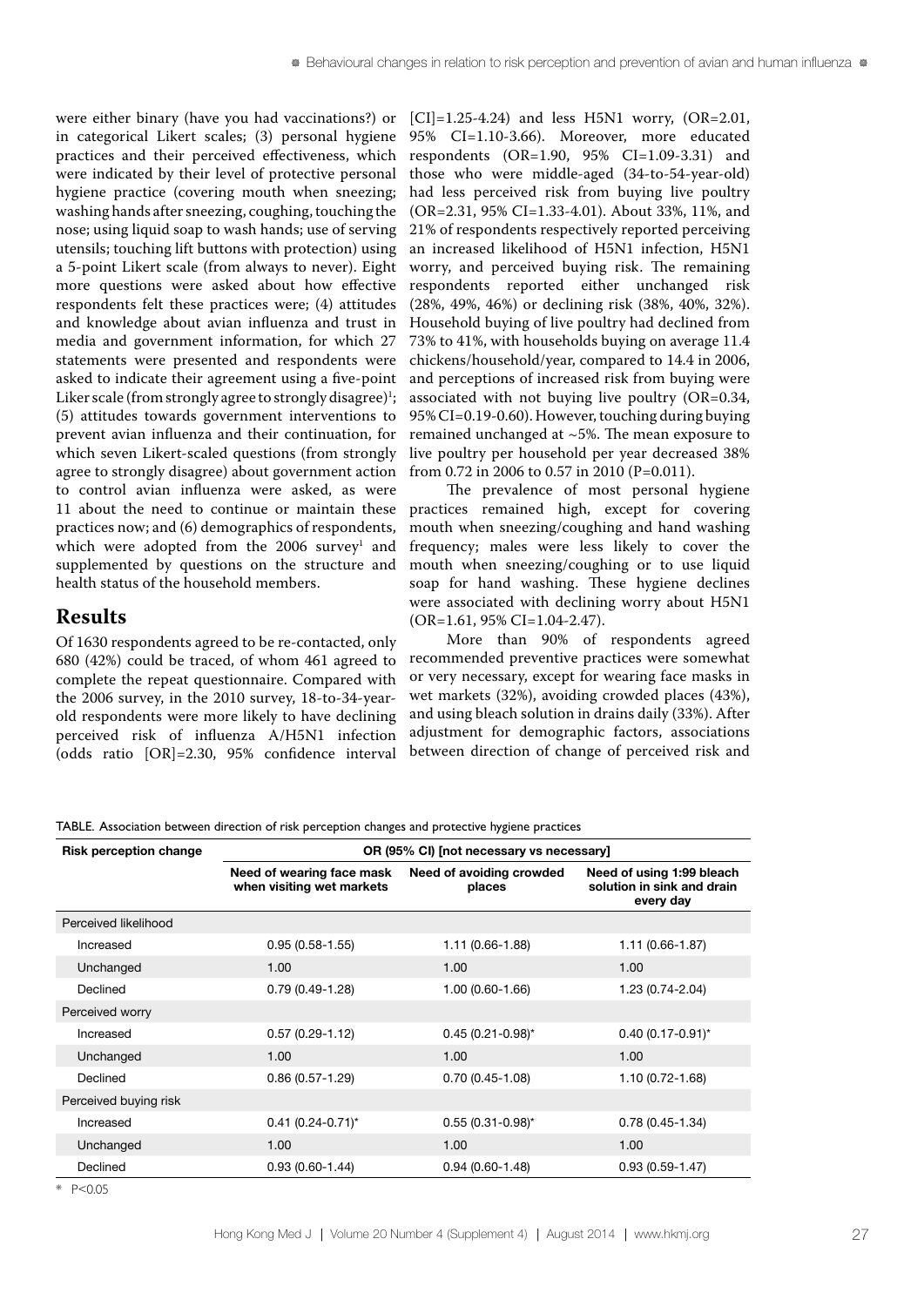were either binary (have you had vaccinations?) or in categorical Likert scales; (3) personal hygiene practices and their perceived effectiveness, which were indicated by their level of protective personal hygiene practice (covering mouth when sneezing; washing hands after sneezing, coughing, touching the nose; using liquid soap to wash hands; use of serving utensils; touching lift buttons with protection) using a 5-point Likert scale (from always to never). Eight more questions were asked about how effective respondents felt these practices were; (4) attitudes and knowledge about avian influenza and trust in media and government information, for which 27 statements were presented and respondents were asked to indicate their agreement using a five-point Liker scale (from strongly agree to strongly disagree)[1]; (5) attitudes towards government interventions to prevent avian influenza and their continuation, for which seven Likert-scaled questions (from strongly agree to strongly disagree) about government action to control avian influenza were asked, as were 11 about the need to continue or maintain these practices now; and (6) demographics of respondents, which were adopted from the 2006 survey[1] and supplemented by questions on the structure and health status of the household members.

## Results

Of 1630 respondents agreed to be re-contacted, only 680 (42%) could be traced, of whom 461 agreed to complete the repeat questionnaire. Compared with the 2006 survey, in the 2010 survey, 18-to-34-year-old respondents were more likely to have declining perceived risk of influenza A/H5N1 infection (odds ratio [OR]=2.30, 95% confidence interval [CI]=1.25-4.24) and less H5N1 worry, (OR=2.01, 95% CI=1.10-3.66). Moreover, more educated respondents (OR=1.90, 95% CI=1.09-3.31) and those who were middle-aged (34-to-54-year-old) had less perceived risk from buying live poultry (OR=2.31, 95% CI=1.33-4.01). About 33%, 11%, and 21% of respondents respectively reported perceiving an increased likelihood of H5N1 infection, H5N1 worry, and perceived buying risk. The remaining respondents reported either unchanged risk (28%, 49%, 46%) or declining risk (38%, 40%, 32%). Household buying of live poultry had declined from 73% to 41%, with households buying on average 11.4 chickens/household/year, compared to 14.4 in 2006, and perceptions of increased risk from buying were associated with not buying live poultry (OR=0.34, 95% CI=0.19-0.60). However, touching during buying remained unchanged at ~5%. The mean exposure to live poultry per household per year decreased 38% from 0.72 in 2006 to 0.57 in 2010 (P=0.011).

The prevalence of most personal hygiene practices remained high, except for covering mouth when sneezing/coughing and hand washing frequency; males were less likely to cover the mouth when sneezing/coughing or to use liquid soap for hand washing. These hygiene declines were associated with declining worry about H5N1 (OR=1.61, 95% CI=1.04-2.47).

More than 90% of respondents agreed recommended preventive practices were somewhat or very necessary, except for wearing face masks in wet markets (32%), avoiding crowded places (43%), and using bleach solution in drains daily (33%). After adjustment for demographic factors, associations between direction of change of perceived risk and

TABLE. Association between direction of risk perception changes and protective hygiene practices

| Risk perception change | OR (95% CI) [not necessary vs necessary] | | |
|---|---|---|---|
| | Need of wearing face mask when visiting wet markets | Need of avoiding crowded places | Need of using 1:99 bleach solution in sink and drain every day |
| Perceived likelihood | | | |
| Increased | 0.95 (0.58-1.55) | 1.11 (0.66-1.88) | 1.11 (0.66-1.87) |
| Unchanged | 1.00 | 1.00 | 1.00 |
| Declined | 0.79 (0.49-1.28) | 1.00 (0.60-1.66) | 1.23 (0.74-2.04) |
| Perceived worry | | | |
| Increased | 0.57 (0.29-1.12) | 0.45 (0.21-0.98)* | 0.40 (0.17-0.91)* |
| Unchanged | 1.00 | 1.00 | 1.00 |
| Declined | 0.86 (0.57-1.29) | 0.70 (0.45-1.08) | 1.10 (0.72-1.68) |
| Perceived buying risk | | | |
| Increased | 0.41 (0.24-0.71)* | 0.55 (0.31-0.98)* | 0.78 (0.45-1.34) |
| Unchanged | 1.00 | 1.00 | 1.00 |
| Declined | 0.93 (0.60-1.44) | 0.94 (0.60-1.48) | 0.93 (0.59-1.47) |

\* P<0.05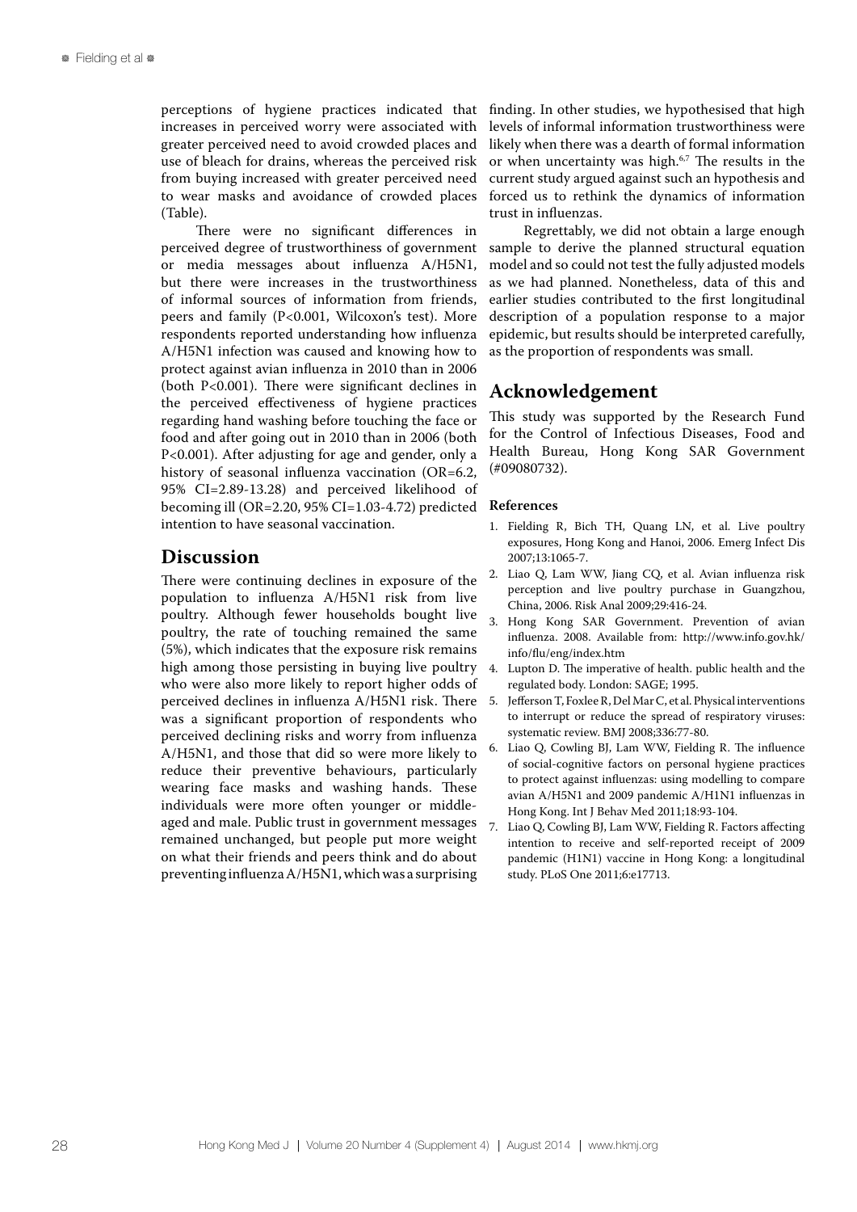perceptions of hygiene practices indicated that increases in perceived worry were associated with greater perceived need to avoid crowded places and use of bleach for drains, whereas the perceived risk from buying increased with greater perceived need to wear masks and avoidance of crowded places (Table).

There were no significant differences in perceived degree of trustworthiness of government or media messages about influenza A/H5N1, but there were increases in the trustworthiness of informal sources of information from friends, peers and family ($P<0.001$, Wilcoxon's test). More respondents reported understanding how influenza A/H5N1 infection was caused and knowing how to protect against avian influenza in 2010 than in 2006 (both $P<0.001$). There were significant declines in the perceived effectiveness of hygiene practices regarding hand washing before touching the face or food and after going out in 2010 than in 2006 (both $P<0.001$). After adjusting for age and gender, only a history of seasonal influenza vaccination (OR=6.2, 95% CI=2.89-13.28) and perceived likelihood of becoming ill (OR=2.20, 95% CI=1.03-4.72) predicted intention to have seasonal vaccination.

## Discussion

There were continuing declines in exposure of the population to influenza A/H5N1 risk from live poultry. Although fewer households bought live poultry, the rate of touching remained the same (5%), which indicates that the exposure risk remains high among those persisting in buying live poultry who were also more likely to report higher odds of perceived declines in influenza A/H5N1 risk. There was a significant proportion of respondents who perceived declining risks and worry from influenza A/H5N1, and those that did so were more likely to reduce their preventive behaviours, particularly wearing face masks and washing hands. These individuals were more often younger or middle-aged and male. Public trust in government messages remained unchanged, but people put more weight on what their friends and peers think and do about preventing influenza A/H5N1, which was a surprising finding. In other studies, we hypothesised that high levels of informal information trustworthiness were likely when there was a dearth of formal information or when uncertainty was high.[6,7] The results in the current study argued against such an hypothesis and forced us to rethink the dynamics of information trust in influenzas.

Regrettably, we did not obtain a large enough sample to derive the planned structural equation model and so could not test the fully adjusted models as we had planned. Nonetheless, data of this and earlier studies contributed to the first longitudinal description of a population response to a major epidemic, but results should be interpreted carefully, as the proportion of respondents was small.

## Acknowledgement

This study was supported by the Research Fund for the Control of Infectious Diseases, Food and Health Bureau, Hong Kong SAR Government (#09080732).

### References

1. Fielding R, Bich TH, Quang LN, et al. Live poultry exposures, Hong Kong and Hanoi, 2006. Emerg Infect Dis 2007;13:1065-7.
2. Liao Q, Lam WW, Jiang CQ, et al. Avian influenza risk perception and live poultry purchase in Guangzhou, China, 2006. Risk Anal 2009;29:416-24.
3. Hong Kong SAR Government. Prevention of avian influenza. 2008. Available from: http://www.info.gov.hk/info/flu/eng/index.htm
4. Lupton D. The imperative of health. public health and the regulated body. London: SAGE; 1995.
5. Jefferson T, Foxlee R, Del Mar C, et al. Physical interventions to interrupt or reduce the spread of respiratory viruses: systematic review. BMJ 2008;336:77-80.
6. Liao Q, Cowling BJ, Lam WW, Fielding R. The influence of social-cognitive factors on personal hygiene practices to protect against influenzas: using modelling to compare avian A/H5N1 and 2009 pandemic A/H1N1 influenzas in Hong Kong. Int J Behav Med 2011;18:93-104.
7. Liao Q, Cowling BJ, Lam WW, Fielding R. Factors affecting intention to receive and self-reported receipt of 2009 pandemic (H1N1) vaccine in Hong Kong: a longitudinal study. PLoS One 2011;6:e17713.